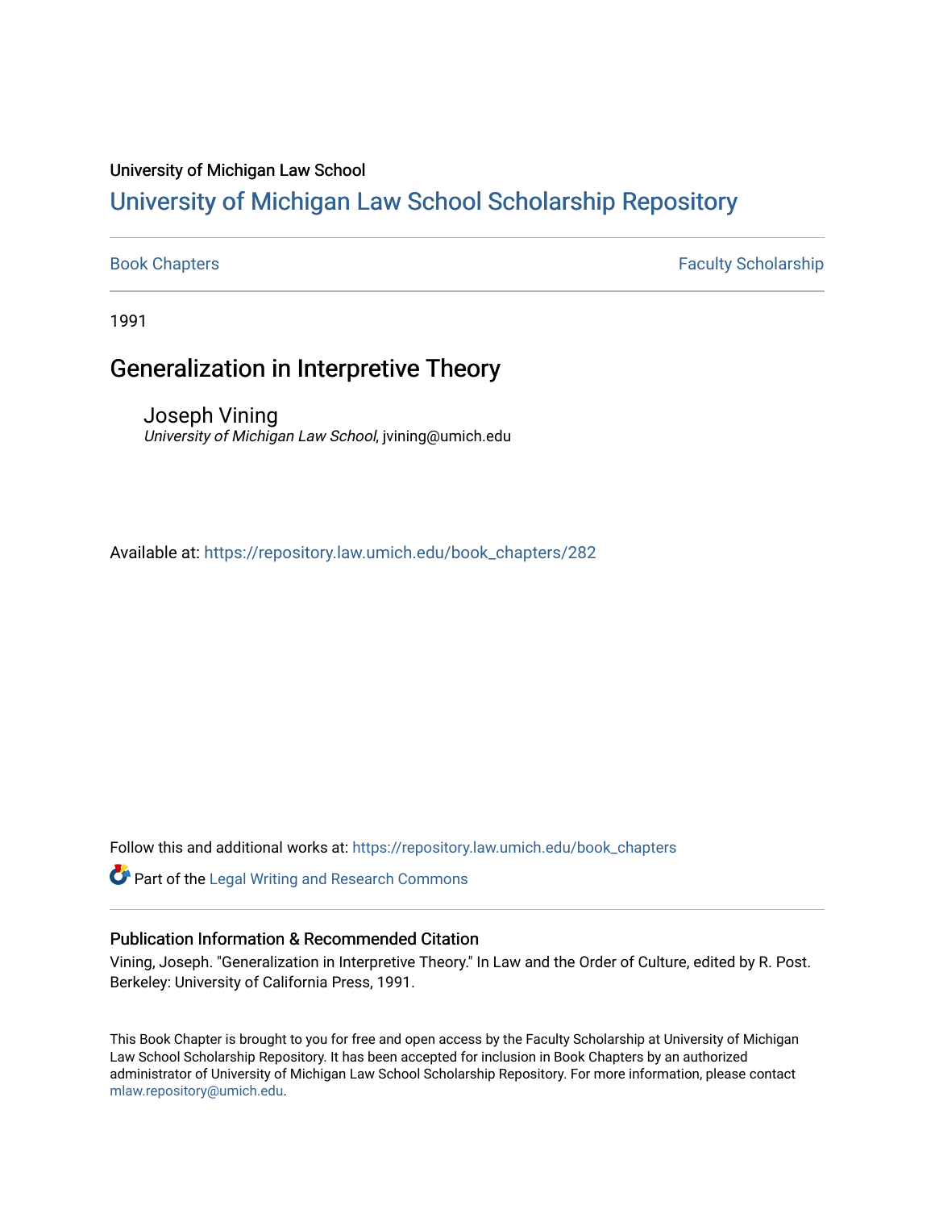University of Michigan Law School

# University of Michigan Law School Scholarship Repository

Book Chapters | Faculty Scholarship

1991

## Generalization in Interpretive Theory

Joseph Vining
*University of Michigan Law School*, jvining@umich.edu

Available at: https://repository.law.umich.edu/book_chapters/282

Follow this and additional works at: https://repository.law.umich.edu/book_chapters

Part of the Legal Writing and Research Commons

### Publication Information & Recommended Citation

Vining, Joseph. "Generalization in Interpretive Theory." In Law and the Order of Culture, edited by R. Post. Berkeley: University of California Press, 1991.

This Book Chapter is brought to you for free and open access by the Faculty Scholarship at University of Michigan Law School Scholarship Repository. It has been accepted for inclusion in Book Chapters by an authorized administrator of University of Michigan Law School Scholarship Repository. For more information, please contact mlaw.repository@umich.edu.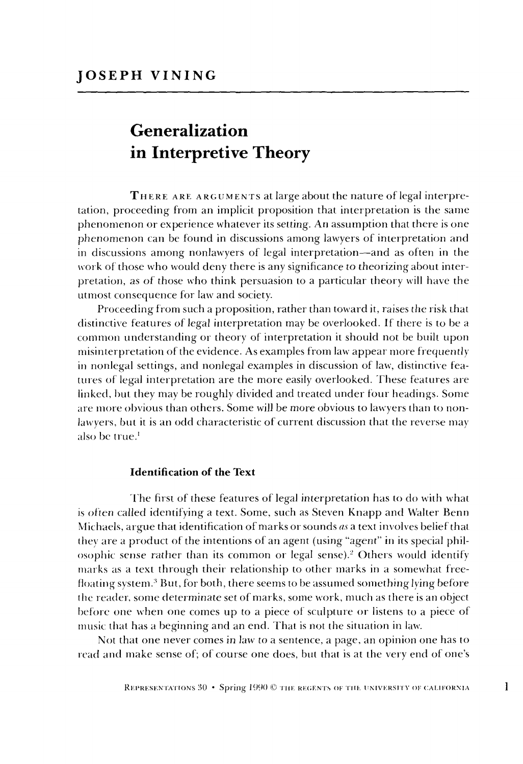## JOSEPH VINING

# Generalization in Interpretive Theory

THERE ARE ARGUMENTS at large about the nature of legal interpretation, proceeding from an implicit proposition that interpretation is the same phenomenon or experience whatever its setting. An assumption that there is one phenomenon can be found in discussions among lawyers of interpretation and in discussions among nonlawyers of legal interpretation—and as often in the work of those who would deny there is any significance to theorizing about interpretation, as of those who think persuasion to a particular theory will have the utmost consequence for law and society.

Proceeding from such a proposition, rather than toward it, raises the risk that distinctive features of legal interpretation may be overlooked. If there is to be a common understanding or theory of interpretation it should not be built upon misinterpretation of the evidence. As examples from law appear more frequently in nonlegal settings, and nonlegal examples in discussion of law, distinctive features of legal interpretation are the more easily overlooked. These features are linked, but they may be roughly divided and treated under four headings. Some are more obvious than others. Some will be more obvious to lawyers than to nonlawyers, but it is an odd characteristic of current discussion that the reverse may also be true.[1]

### Identification of the Text

The first of these features of legal interpretation has to do with what is often called identifying a text. Some, such as Steven Knapp and Walter Benn Michaels, argue that identification of marks or sounds *as* a text involves belief that they are a product of the intentions of an agent (using "agent" in its special philosophic sense rather than its common or legal sense).[2] Others would identify marks as a text through their relationship to other marks in a somewhat free-floating system.[3] But, for both, there seems to be assumed something lying before the reader, some determinate set of marks, some work, much as there is an object before one when one comes up to a piece of sculpture or listens to a piece of music that has a beginning and an end. That is not the situation in law.

Not that one never comes in law to a sentence, a page, an opinion one has to read and make sense of; of course one does, but that is at the very end of one's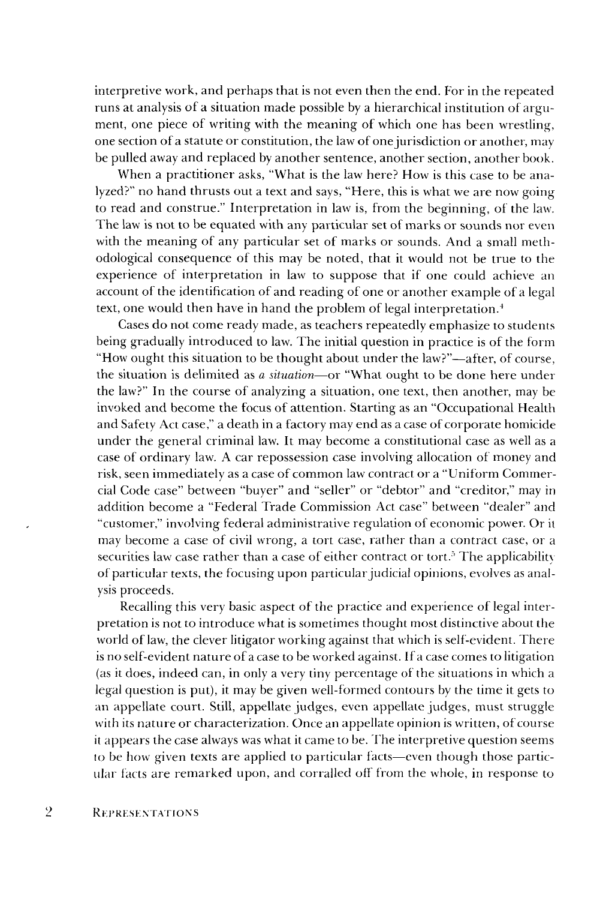interpretive work, and perhaps that is not even then the end. For in the repeated runs at analysis of a situation made possible by a hierarchical institution of argument, one piece of writing with the meaning of which one has been wrestling, one section of a statute or constitution, the law of one jurisdiction or another, may be pulled away and replaced by another sentence, another section, another book.

When a practitioner asks, "What is the law here? How is this case to be analyzed?" no hand thrusts out a text and says, "Here, this is what we are now going to read and construe." Interpretation in law is, from the beginning, of the law. The law is not to be equated with any particular set of marks or sounds nor even with the meaning of any particular set of marks or sounds. And a small methodological consequence of this may be noted, that it would not be true to the experience of interpretation in law to suppose that if one could achieve an account of the identification of and reading of one or another example of a legal text, one would then have in hand the problem of legal interpretation.[4]

Cases do not come ready made, as teachers repeatedly emphasize to students being gradually introduced to law. The initial question in practice is of the form "How ought this situation to be thought about under the law?"—after, of course, the situation is delimited as *a situation*—or "What ought to be done here under the law?" In the course of analyzing a situation, one text, then another, may be invoked and become the focus of attention. Starting as an "Occupational Health and Safety Act case," a death in a factory may end as a case of corporate homicide under the general criminal law. It may become a constitutional case as well as a case of ordinary law. A car repossession case involving allocation of money and risk, seen immediately as a case of common law contract or a "Uniform Commercial Code case" between "buyer" and "seller" or "debtor" and "creditor," may in addition become a "Federal Trade Commission Act case" between "dealer" and "customer," involving federal administrative regulation of economic power. Or it may become a case of civil wrong, a tort case, rather than a contract case, or a securities law case rather than a case of either contract or tort.[5] The applicability of particular texts, the focusing upon particular judicial opinions, evolves as analysis proceeds.

Recalling this very basic aspect of the practice and experience of legal interpretation is not to introduce what is sometimes thought most distinctive about the world of law, the clever litigator working against that which is self-evident. There is no self-evident nature of a case to be worked against. If a case comes to litigation (as it does, indeed can, in only a very tiny percentage of the situations in which a legal question is put), it may be given well-formed contours by the time it gets to an appellate court. Still, appellate judges, even appellate judges, must struggle with its nature or characterization. Once an appellate opinion is written, of course it appears the case always was what it came to be. The interpretive question seems to be how given texts are applied to particular facts—even though those particular facts are remarked upon, and corralled off from the whole, in response to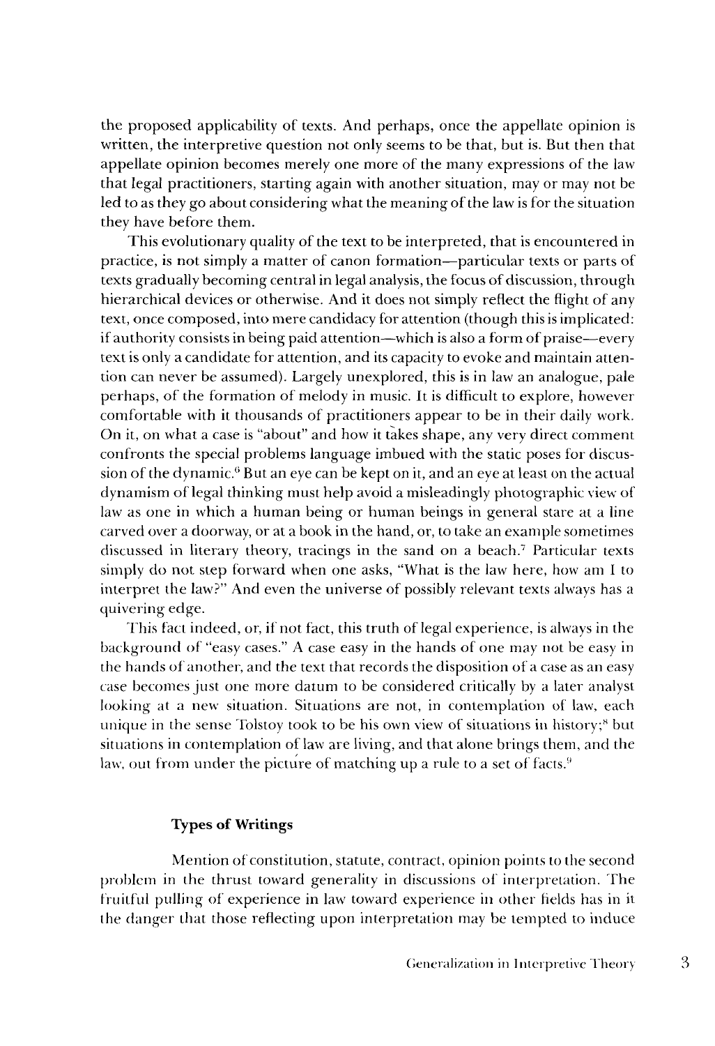the proposed applicability of texts. And perhaps, once the appellate opinion is written, the interpretive question not only seems to be that, but is. But then that appellate opinion becomes merely one more of the many expressions of the law that legal practitioners, starting again with another situation, may or may not be led to as they go about considering what the meaning of the law is for the situation they have before them.

This evolutionary quality of the text to be interpreted, that is encountered in practice, is not simply a matter of canon formation—particular texts or parts of texts gradually becoming central in legal analysis, the focus of discussion, through hierarchical devices or otherwise. And it does not simply reflect the flight of any text, once composed, into mere candidacy for attention (though this is implicated: if authority consists in being paid attention—which is also a form of praise—every text is only a candidate for attention, and its capacity to evoke and maintain attention can never be assumed). Largely unexplored, this is in law an analogue, pale perhaps, of the formation of melody in music. It is difficult to explore, however comfortable with it thousands of practitioners appear to be in their daily work. On it, on what a case is "about" and how it takes shape, any very direct comment confronts the special problems language imbued with the static poses for discussion of the dynamic.[6] But an eye can be kept on it, and an eye at least on the actual dynamism of legal thinking must help avoid a misleadingly photographic view of law as one in which a human being or human beings in general stare at a line carved over a doorway, or at a book in the hand, or, to take an example sometimes discussed in literary theory, tracings in the sand on a beach.[7] Particular texts simply do not step forward when one asks, "What is the law here, how am I to interpret the law?" And even the universe of possibly relevant texts always has a quivering edge.

This fact indeed, or, if not fact, this truth of legal experience, is always in the background of "easy cases." A case easy in the hands of one may not be easy in the hands of another, and the text that records the disposition of a case as an easy case becomes just one more datum to be considered critically by a later analyst looking at a new situation. Situations are not, in contemplation of law, each unique in the sense Tolstoy took to be his own view of situations in history;[8] but situations in contemplation of law are living, and that alone brings them, and the law, out from under the picture of matching up a rule to a set of facts.[9]

### Types of Writings

Mention of constitution, statute, contract, opinion points to the second problem in the thrust toward generality in discussions of interpretation. The fruitful pulling of experience in law toward experience in other fields has in it the danger that those reflecting upon interpretation may be tempted to induce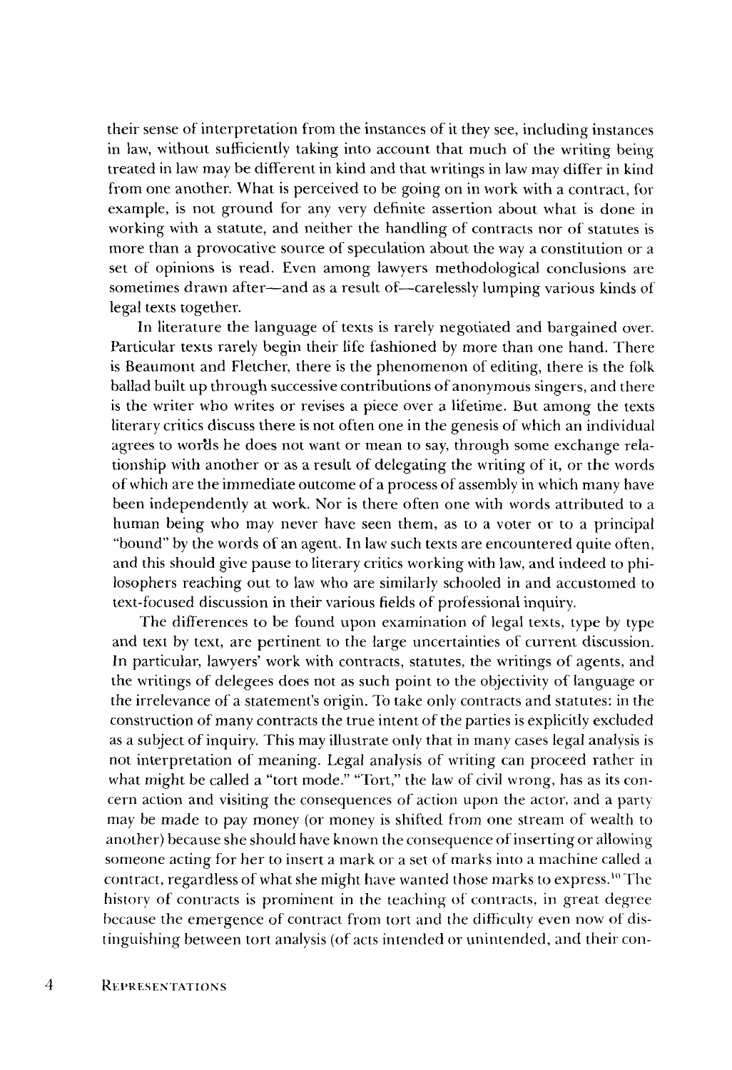their sense of interpretation from the instances of it they see, including instances in law, without sufficiently taking into account that much of the writing being treated in law may be different in kind and that writings in law may differ in kind from one another. What is perceived to be going on in work with a contract, for example, is not ground for any very definite assertion about what is done in working with a statute, and neither the handling of contracts nor of statutes is more than a provocative source of speculation about the way a constitution or a set of opinions is read. Even among lawyers methodological conclusions are sometimes drawn after—and as a result of—carelessly lumping various kinds of legal texts together.

In literature the language of texts is rarely negotiated and bargained over. Particular texts rarely begin their life fashioned by more than one hand. There is Beaumont and Fletcher, there is the phenomenon of editing, there is the folk ballad built up through successive contributions of anonymous singers, and there is the writer who writes or revises a piece over a lifetime. But among the texts literary critics discuss there is not often one in the genesis of which an individual agrees to words he does not want or mean to say, through some exchange relationship with another or as a result of delegating the writing of it, or the words of which are the immediate outcome of a process of assembly in which many have been independently at work. Nor is there often one with words attributed to a human being who may never have seen them, as to a voter or to a principal "bound" by the words of an agent. In law such texts are encountered quite often, and this should give pause to literary critics working with law, and indeed to philosophers reaching out to law who are similarly schooled in and accustomed to text-focused discussion in their various fields of professional inquiry.

The differences to be found upon examination of legal texts, type by type and text by text, are pertinent to the large uncertainties of current discussion. In particular, lawyers' work with contracts, statutes, the writings of agents, and the writings of delegees does not as such point to the objectivity of language or the irrelevance of a statement's origin. To take only contracts and statutes: in the construction of many contracts the true intent of the parties is explicitly excluded as a subject of inquiry. This may illustrate only that in many cases legal analysis is not interpretation of meaning. Legal analysis of writing can proceed rather in what might be called a "tort mode." "Tort," the law of civil wrong, has as its concern action and visiting the consequences of action upon the actor, and a party may be made to pay money (or money is shifted from one stream of wealth to another) because she should have known the consequence of inserting or allowing someone acting for her to insert a mark or a set of marks into a machine called a contract, regardless of what she might have wanted those marks to express.[10] The history of contracts is prominent in the teaching of contracts, in great degree because the emergence of contract from tort and the difficulty even now of distinguishing between tort analysis (of acts intended or unintended, and their con-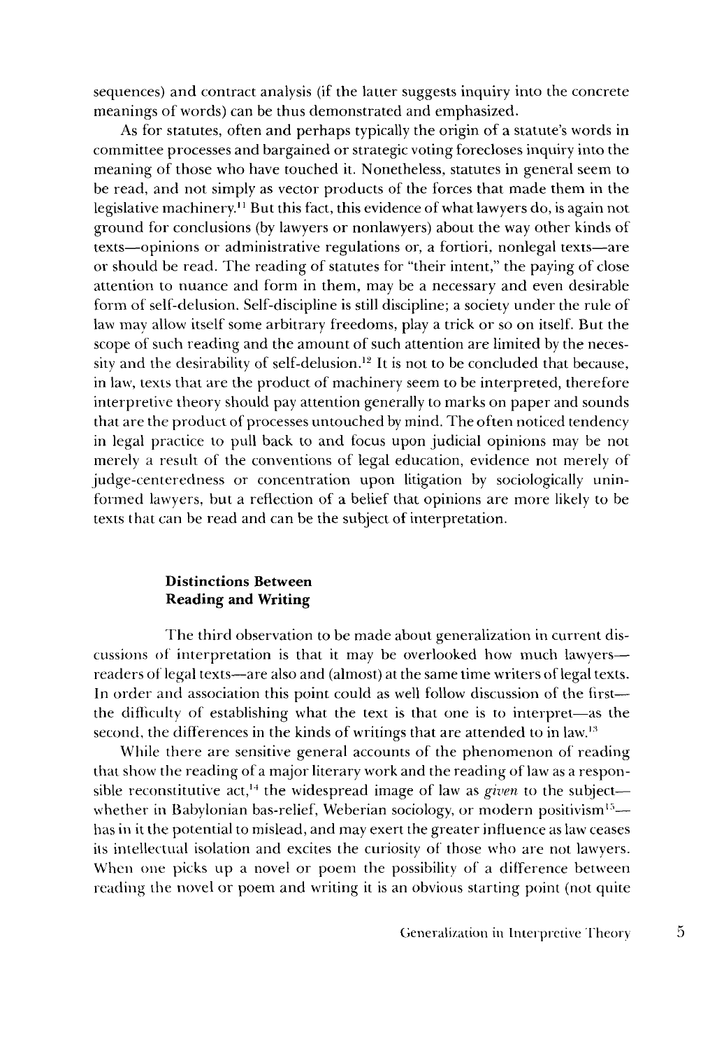sequences) and contract analysis (if the latter suggests inquiry into the concrete meanings of words) can be thus demonstrated and emphasized.

As for statutes, often and perhaps typically the origin of a statute's words in committee processes and bargained or strategic voting forecloses inquiry into the meaning of those who have touched it. Nonetheless, statutes in general seem to be read, and not simply as vector products of the forces that made them in the legislative machinery.[11] But this fact, this evidence of what lawyers do, is again not ground for conclusions (by lawyers or nonlawyers) about the way other kinds of texts—opinions or administrative regulations or, a fortiori, nonlegal texts—are or should be read. The reading of statutes for "their intent," the paying of close attention to nuance and form in them, may be a necessary and even desirable form of self-delusion. Self-discipline is still discipline; a society under the rule of law may allow itself some arbitrary freedoms, play a trick or so on itself. But the scope of such reading and the amount of such attention are limited by the necessity and the desirability of self-delusion.[12] It is not to be concluded that because, in law, texts that are the product of machinery seem to be interpreted, therefore interpretive theory should pay attention generally to marks on paper and sounds that are the product of processes untouched by mind. The often noticed tendency in legal practice to pull back to and focus upon judicial opinions may be not merely a result of the conventions of legal education, evidence not merely of judge-centeredness or concentration upon litigation by sociologically uninformed lawyers, but a reflection of a belief that opinions are more likely to be texts that can be read and can be the subject of interpretation.

## Distinctions Between Reading and Writing

The third observation to be made about generalization in current discussions of interpretation is that it may be overlooked how much lawyers—readers of legal texts—are also and (almost) at the same time writers of legal texts. In order and association this point could as well follow discussion of the first—the difficulty of establishing what the text is that one is to interpret—as the second, the differences in the kinds of writings that are attended to in law.[13]

While there are sensitive general accounts of the phenomenon of reading that show the reading of a major literary work and the reading of law as a responsible reconstitutive act,[14] the widespread image of law as *given* to the subject—whether in Babylonian bas-relief, Weberian sociology, or modern positivism[15]—has in it the potential to mislead, and may exert the greater influence as law ceases its intellectual isolation and excites the curiosity of those who are not lawyers. When one picks up a novel or poem the possibility of a difference between reading the novel or poem and writing it is an obvious starting point (not quite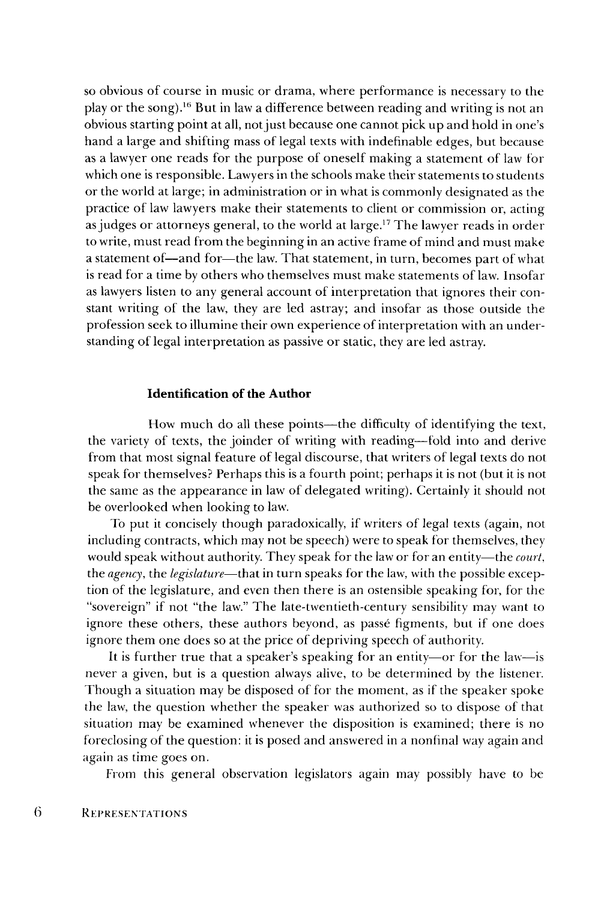so obvious of course in music or drama, where performance is necessary to the play or the song).[16] But in law a difference between reading and writing is not an obvious starting point at all, not just because one cannot pick up and hold in one's hand a large and shifting mass of legal texts with indefinable edges, but because as a lawyer one reads for the purpose of oneself making a statement of law for which one is responsible. Lawyers in the schools make their statements to students or the world at large; in administration or in what is commonly designated as the practice of law lawyers make their statements to client or commission or, acting as judges or attorneys general, to the world at large.[17] The lawyer reads in order to write, must read from the beginning in an active frame of mind and must make a statement of—and for—the law. That statement, in turn, becomes part of what is read for a time by others who themselves must make statements of law. Insofar as lawyers listen to any general account of interpretation that ignores their constant writing of the law, they are led astray; and insofar as those outside the profession seek to illumine their own experience of interpretation with an understanding of legal interpretation as passive or static, they are led astray.

### Identification of the Author

How much do all these points—the difficulty of identifying the text, the variety of texts, the joinder of writing with reading—fold into and derive from that most signal feature of legal discourse, that writers of legal texts do not speak for themselves? Perhaps this is a fourth point; perhaps it is not (but it is not the same as the appearance in law of delegated writing). Certainly it should not be overlooked when looking to law.

To put it concisely though paradoxically, if writers of legal texts (again, not including contracts, which may not be speech) were to speak for themselves, they would speak without authority. They speak for the law or for an entity—the *court*, the *agency*, the *legislature*—that in turn speaks for the law, with the possible exception of the legislature, and even then there is an ostensible speaking for, for the "sovereign" if not "the law." The late-twentieth-century sensibility may want to ignore these others, these authors beyond, as passé figments, but if one does ignore them one does so at the price of depriving speech of authority.

It is further true that a speaker's speaking for an entity—or for the law—is never a given, but is a question always alive, to be determined by the listener. Though a situation may be disposed of for the moment, as if the speaker spoke the law, the question whether the speaker was authorized so to dispose of that situation may be examined whenever the disposition is examined; there is no foreclosing of the question: it is posed and answered in a nonfinal way again and again as time goes on.

From this general observation legislators again may possibly have to be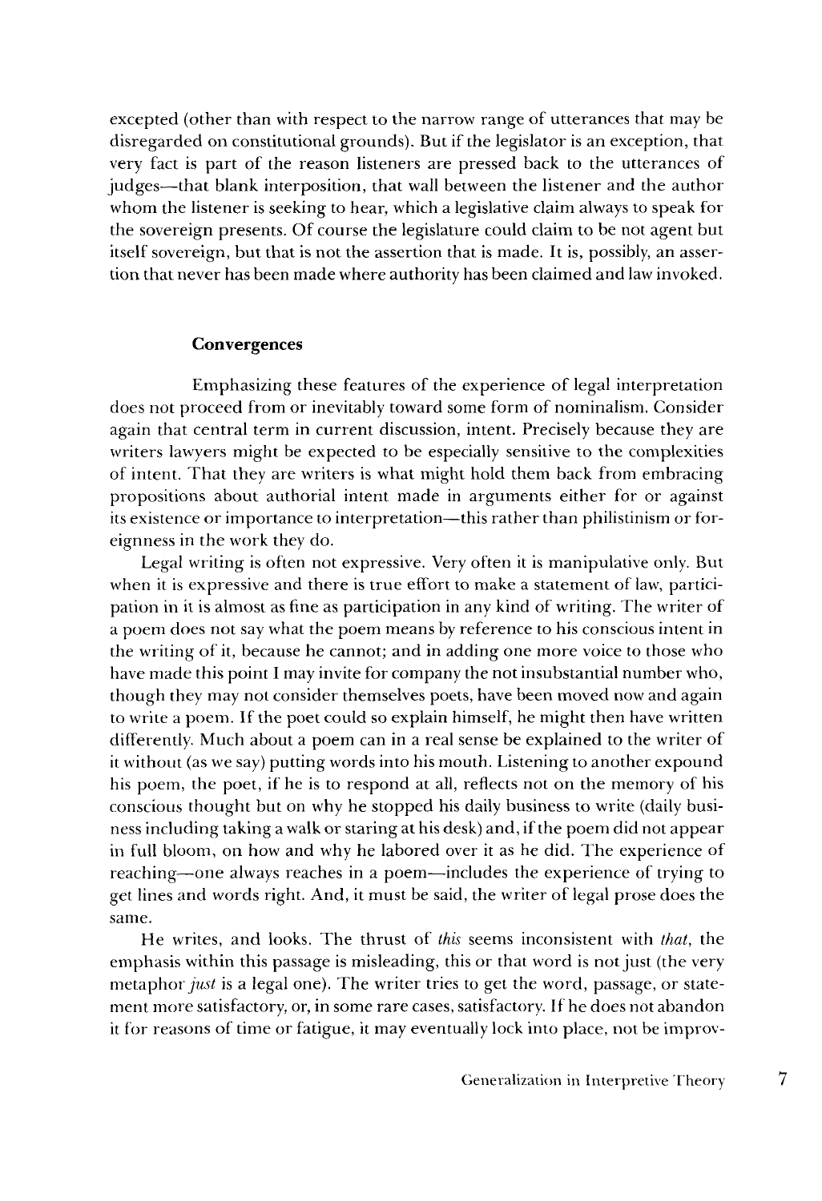excepted (other than with respect to the narrow range of utterances that may be disregarded on constitutional grounds). But if the legislator is an exception, that very fact is part of the reason listeners are pressed back to the utterances of judges—that blank interposition, that wall between the listener and the author whom the listener is seeking to hear, which a legislative claim always to speak for the sovereign presents. Of course the legislature could claim to be not agent but itself sovereign, but that is not the assertion that is made. It is, possibly, an assertion that never has been made where authority has been claimed and law invoked.

### Convergences

Emphasizing these features of the experience of legal interpretation does not proceed from or inevitably toward some form of nominalism. Consider again that central term in current discussion, intent. Precisely because they are writers lawyers might be expected to be especially sensitive to the complexities of intent. That they are writers is what might hold them back from embracing propositions about authorial intent made in arguments either for or against its existence or importance to interpretation—this rather than philistinism or foreignness in the work they do.

Legal writing is often not expressive. Very often it is manipulative only. But when it is expressive and there is true effort to make a statement of law, participation in it is almost as fine as participation in any kind of writing. The writer of a poem does not say what the poem means by reference to his conscious intent in the writing of it, because he cannot; and in adding one more voice to those who have made this point I may invite for company the not insubstantial number who, though they may not consider themselves poets, have been moved now and again to write a poem. If the poet could so explain himself, he might then have written differently. Much about a poem can in a real sense be explained to the writer of it without (as we say) putting words into his mouth. Listening to another expound his poem, the poet, if he is to respond at all, reflects not on the memory of his conscious thought but on why he stopped his daily business to write (daily business including taking a walk or staring at his desk) and, if the poem did not appear in full bloom, on how and why he labored over it as he did. The experience of reaching—one always reaches in a poem—includes the experience of trying to get lines and words right. And, it must be said, the writer of legal prose does the same.

He writes, and looks. The thrust of *this* seems inconsistent with *that*, the emphasis within this passage is misleading, this or that word is not just (the very metaphor *just* is a legal one). The writer tries to get the word, passage, or statement more satisfactory, or, in some rare cases, satisfactory. If he does not abandon it for reasons of time or fatigue, it may eventually lock into place, not be improv-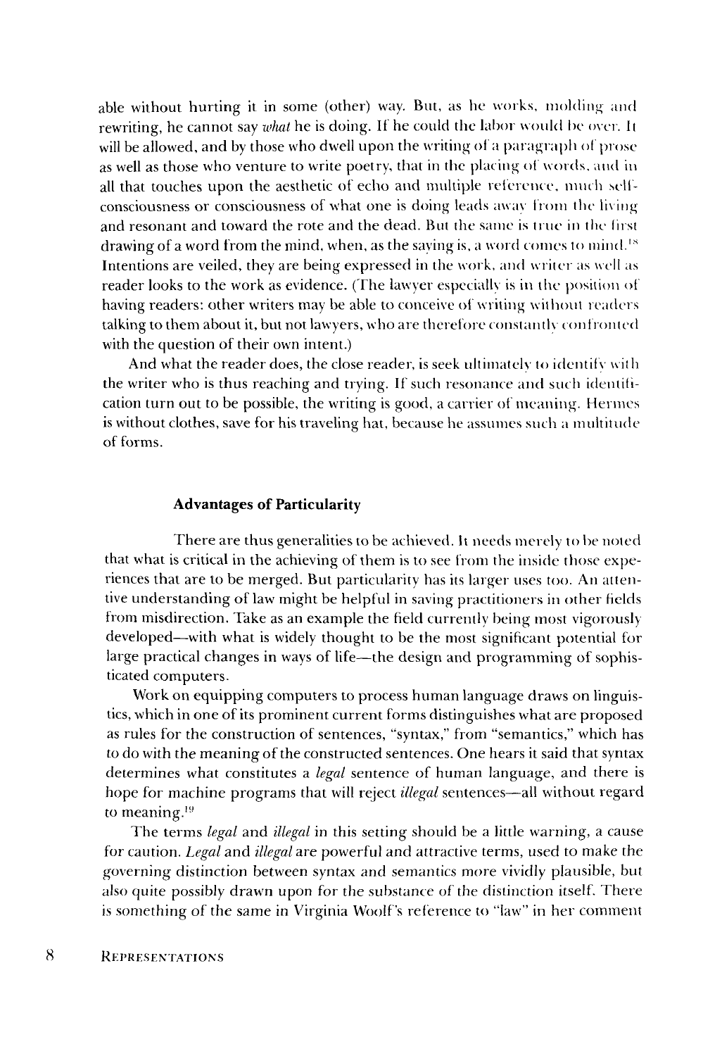able without hurting it in some (other) way. But, as he works, molding and rewriting, he cannot say *what* he is doing. If he could the labor would be over. It will be allowed, and by those who dwell upon the writing of a paragraph of prose as well as those who venture to write poetry, that in the placing of words, and in all that touches upon the aesthetic of echo and multiple reference, much self-consciousness or consciousness of what one is doing leads away from the living and resonant and toward the rote and the dead. But the same is true in the first drawing of a word from the mind, when, as the saying is, a word comes to mind.[18] Intentions are veiled, they are being expressed in the work, and writer as well as reader looks to the work as evidence. (The lawyer especially is in the position of having readers: other writers may be able to conceive of writing without readers talking to them about it, but not lawyers, who are therefore constantly confronted with the question of their own intent.)

And what the reader does, the close reader, is seek ultimately to identify with the writer who is thus reaching and trying. If such resonance and such identification turn out to be possible, the writing is good, a carrier of meaning. Hermes is without clothes, save for his traveling hat, because he assumes such a multitude of forms.

### Advantages of Particularity

There are thus generalities to be achieved. It needs merely to be noted that what is critical in the achieving of them is to see from the inside those experiences that are to be merged. But particularity has its larger uses too. An attentive understanding of law might be helpful in saving practitioners in other fields from misdirection. Take as an example the field currently being most vigorously developed—with what is widely thought to be the most significant potential for large practical changes in ways of life—the design and programming of sophisticated computers.

Work on equipping computers to process human language draws on linguistics, which in one of its prominent current forms distinguishes what are proposed as rules for the construction of sentences, "syntax," from "semantics," which has to do with the meaning of the constructed sentences. One hears it said that syntax determines what constitutes a *legal* sentence of human language, and there is hope for machine programs that will reject *illegal* sentences—all without regard to meaning.[19]

The terms *legal* and *illegal* in this setting should be a little warning, a cause for caution. *Legal* and *illegal* are powerful and attractive terms, used to make the governing distinction between syntax and semantics more vividly plausible, but also quite possibly drawn upon for the substance of the distinction itself. There is something of the same in Virginia Woolf's reference to "law" in her comment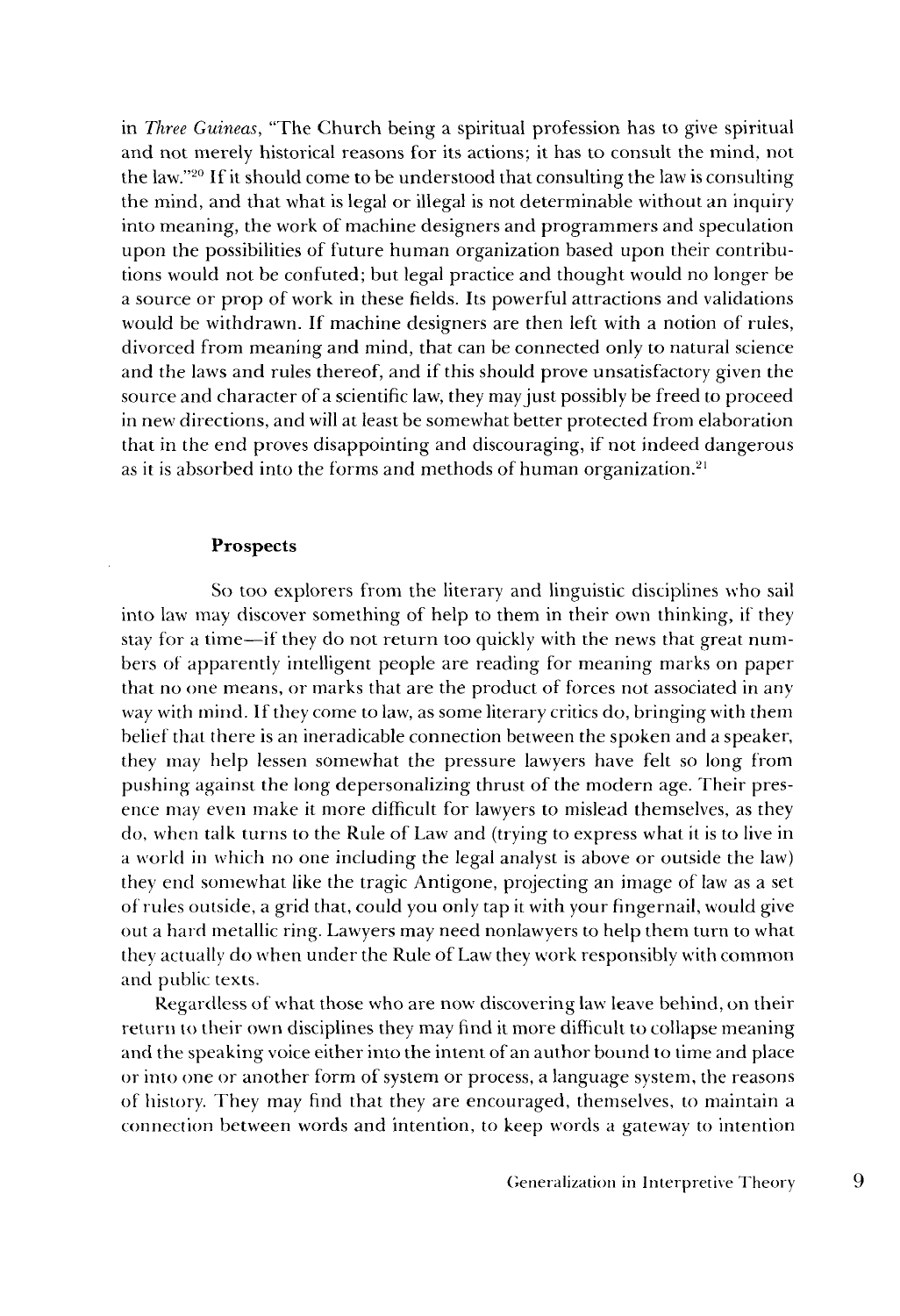in *Three Guineas*, "The Church being a spiritual profession has to give spiritual and not merely historical reasons for its actions; it has to consult the mind, not the law."[20] If it should come to be understood that consulting the law is consulting the mind, and that what is legal or illegal is not determinable without an inquiry into meaning, the work of machine designers and programmers and speculation upon the possibilities of future human organization based upon their contributions would not be confuted; but legal practice and thought would no longer be a source or prop of work in these fields. Its powerful attractions and validations would be withdrawn. If machine designers are then left with a notion of rules, divorced from meaning and mind, that can be connected only to natural science and the laws and rules thereof, and if this should prove unsatisfactory given the source and character of a scientific law, they may just possibly be freed to proceed in new directions, and will at least be somewhat better protected from elaboration that in the end proves disappointing and discouraging, if not indeed dangerous as it is absorbed into the forms and methods of human organization.[21]

## Prospects

So too explorers from the literary and linguistic disciplines who sail into law may discover something of help to them in their own thinking, if they stay for a time—if they do not return too quickly with the news that great numbers of apparently intelligent people are reading for meaning marks on paper that no one means, or marks that are the product of forces not associated in any way with mind. If they come to law, as some literary critics do, bringing with them belief that there is an ineradicable connection between the spoken and a speaker, they may help lessen somewhat the pressure lawyers have felt so long from pushing against the long depersonalizing thrust of the modern age. Their presence may even make it more difficult for lawyers to mislead themselves, as they do, when talk turns to the Rule of Law and (trying to express what it is to live in a world in which no one including the legal analyst is above or outside the law) they end somewhat like the tragic Antigone, projecting an image of law as a set of rules outside, a grid that, could you only tap it with your fingernail, would give out a hard metallic ring. Lawyers may need nonlawyers to help them turn to what they actually do when under the Rule of Law they work responsibly with common and public texts.

Regardless of what those who are now discovering law leave behind, on their return to their own disciplines they may find it more difficult to collapse meaning and the speaking voice either into the intent of an author bound to time and place or into one or another form of system or process, a language system, the reasons of history. They may find that they are encouraged, themselves, to maintain a connection between words and intention, to keep words a gateway to intention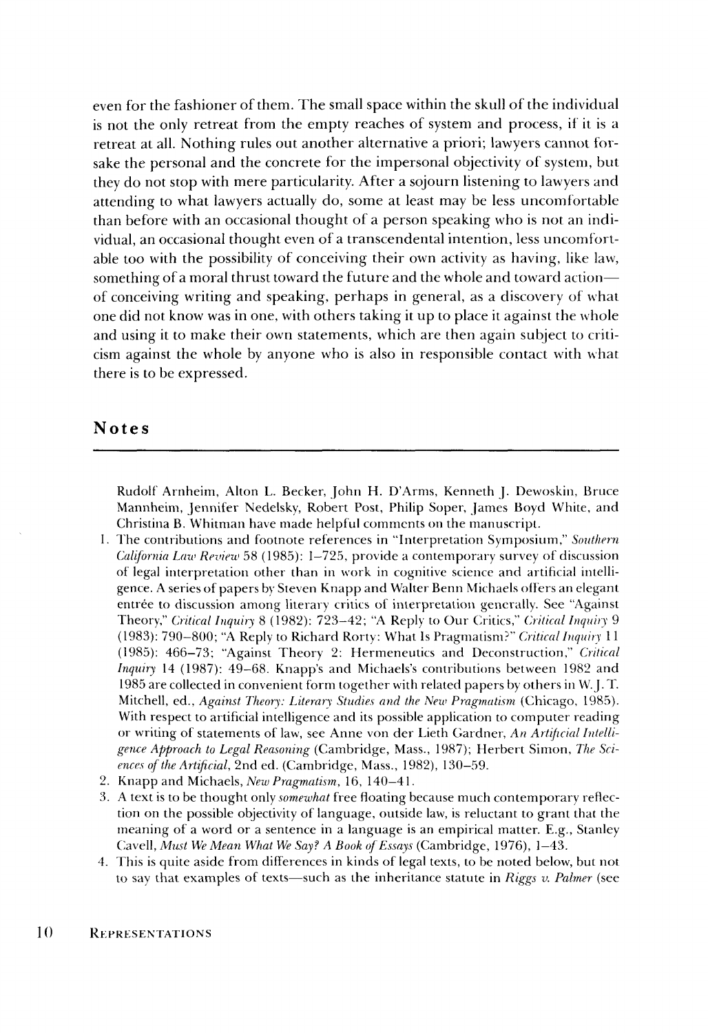even for the fashioner of them. The small space within the skull of the individual is not the only retreat from the empty reaches of system and process, if it is a retreat at all. Nothing rules out another alternative a priori; lawyers cannot forsake the personal and the concrete for the impersonal objectivity of system, but they do not stop with mere particularity. After a sojourn listening to lawyers and attending to what lawyers actually do, some at least may be less uncomfortable than before with an occasional thought of a person speaking who is not an individual, an occasional thought even of a transcendental intention, less uncomfortable too with the possibility of conceiving their own activity as having, like law, something of a moral thrust toward the future and the whole and toward action—of conceiving writing and speaking, perhaps in general, as a discovery of what one did not know was in one, with others taking it up to place it against the whole and using it to make their own statements, which are then again subject to criticism against the whole by anyone who is also in responsible contact with what there is to be expressed.

## Notes

Rudolf Arnheim, Alton L. Becker, John H. D'Arms, Kenneth J. Dewoskin, Bruce Mannheim, Jennifer Nedelsky, Robert Post, Philip Soper, James Boyd White, and Christina B. Whitman have made helpful comments on the manuscript.

1. The contributions and footnote references in "Interpretation Symposium," *Southern California Law Review* 58 (1985): 1–725, provide a contemporary survey of discussion of legal interpretation other than in work in cognitive science and artificial intelligence. A series of papers by Steven Knapp and Walter Benn Michaels offers an elegant entrée to discussion among literary critics of interpretation generally. See "Against Theory," *Critical Inquiry* 8 (1982): 723–42; "A Reply to Our Critics," *Critical Inquiry* 9 (1983): 790–800; "A Reply to Richard Rorty: What Is Pragmatism?" *Critical Inquiry* 11 (1985): 466–73; "Against Theory 2: Hermeneutics and Deconstruction," *Critical Inquiry* 14 (1987): 49–68. Knapp's and Michaels's contributions between 1982 and 1985 are collected in convenient form together with related papers by others in W. J. T. Mitchell, ed., *Against Theory: Literary Studies and the New Pragmatism* (Chicago, 1985). With respect to artificial intelligence and its possible application to computer reading or writing of statements of law, see Anne von der Lieth Gardner, *An Artificial Intelligence Approach to Legal Reasoning* (Cambridge, Mass., 1987); Herbert Simon, *The Sciences of the Artificial*, 2nd ed. (Cambridge, Mass., 1982), 130–59.
2. Knapp and Michaels, *New Pragmatism*, 16, 140–41.
3. A text is to be thought only *somewhat* free floating because much contemporary reflection on the possible objectivity of language, outside law, is reluctant to grant that the meaning of a word or a sentence in a language is an empirical matter. E.g., Stanley Cavell, *Must We Mean What We Say? A Book of Essays* (Cambridge, 1976), 1–43.
4. This is quite aside from differences in kinds of legal texts, to be noted below, but not to say that examples of texts—such as the inheritance statute in *Riggs v. Palmer* (see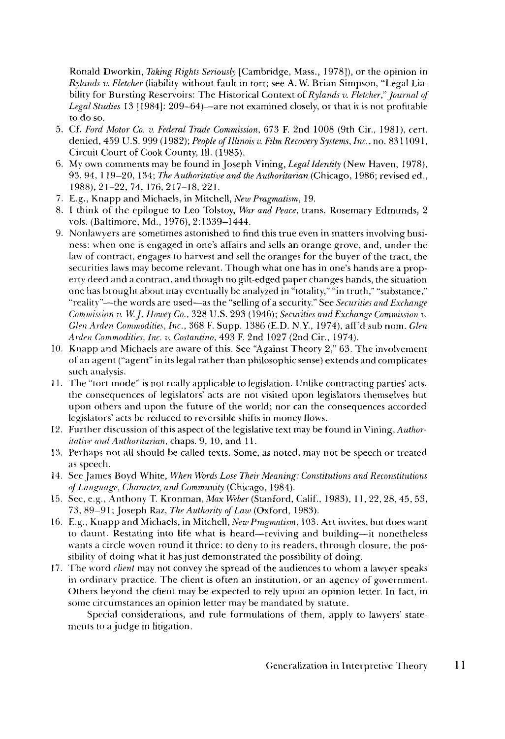Ronald Dworkin, *Taking Rights Seriously* [Cambridge, Mass., 1978]), or the opinion in *Rylands v. Fletcher* (liability without fault in tort; see A. W. Brian Simpson, "Legal Liability for Bursting Reservoirs: The Historical Context of *Rylands v. Fletcher*," *Journal of Legal Studies* 13 [1984]: 209–64)—are not examined closely, or that it is not profitable to do so.

5. Cf. *Ford Motor Co. v. Federal Trade Commission*, 673 F. 2nd 1008 (9th Cir., 1981), cert. denied, 459 U.S. 999 (1982); *People of Illinois v. Film Recovery Systems, Inc.*, no. 8311091, Circuit Court of Cook County, Ill. (1985).
6. My own comments may be found in Joseph Vining, *Legal Identity* (New Haven, 1978), 93, 94, 119–20, 134; *The Authoritative and the Authoritarian* (Chicago, 1986; revised ed., 1988), 21–22, 74, 176, 217–18, 221.
7. E.g., Knapp and Michaels, in Mitchell, *New Pragmatism*, 19.
8. I think of the epilogue to Leo Tolstoy, *War and Peace*, trans. Rosemary Edmunds, 2 vols. (Baltimore, Md., 1976), 2:1339–1444.
9. Nonlawyers are sometimes astonished to find this true even in matters involving business: when one is engaged in one's affairs and sells an orange grove, and, under the law of contract, engages to harvest and sell the oranges for the buyer of the tract, the securities laws may become relevant. Though what one has in one's hands are a property deed and a contract, and though no gilt-edged paper changes hands, the situation one has brought about may eventually be analyzed in "totality," "in truth," "substance," "reality"—the words are used—as the "selling of a security." See *Securities and Exchange Commission v. W. J. Howey Co.*, 328 U.S. 293 (1946); *Securities and Exchange Commission v. Glen Arden Commodities, Inc.*, 368 F. Supp. 1386 (E.D. N.Y., 1974), aff'd sub nom. *Glen Arden Commodities, Inc. v. Costantino*, 493 F. 2nd 1027 (2nd Cir., 1974).
10. Knapp and Michaels are aware of this. See "Against Theory 2," 63. The involvement of an agent ("agent" in its legal rather than philosophic sense) extends and complicates such analysis.
11. The "tort mode" is not really applicable to legislation. Unlike contracting parties' acts, the consequences of legislators' acts are not visited upon legislators themselves but upon others and upon the future of the world; nor can the consequences accorded legislators' acts be reduced to reversible shifts in money flows.
12. Further discussion of this aspect of the legislative text may be found in Vining, *Authoritative and Authoritarian*, chaps. 9, 10, and 11.
13. Perhaps not all should be called texts. Some, as noted, may not be speech or treated as speech.
14. See James Boyd White, *When Words Lose Their Meaning: Constitutions and Reconstitutions of Language, Character, and Community* (Chicago, 1984).
15. See, e.g., Anthony T. Kronman, *Max Weber* (Stanford, Calif., 1983), 11, 22, 28, 45, 53, 73, 89–91; Joseph Raz, *The Authority of Law* (Oxford, 1983).
16. E.g., Knapp and Michaels, in Mitchell, *New Pragmatism*, 103. Art invites, but does want to daunt. Restating into life what is heard—reviving and building—it nonetheless wants a circle woven round it thrice: to deny to its readers, through closure, the possibility of doing what it has just demonstrated the possibility of doing.
17. The word *client* may not convey the spread of the audiences to whom a lawyer speaks in ordinary practice. The client is often an institution, or an agency of government. Others beyond the client may be expected to rely upon an opinion letter. In fact, in some circumstances an opinion letter may be mandated by statute.

    Special considerations, and rule formulations of them, apply to lawyers' statements to a judge in litigation.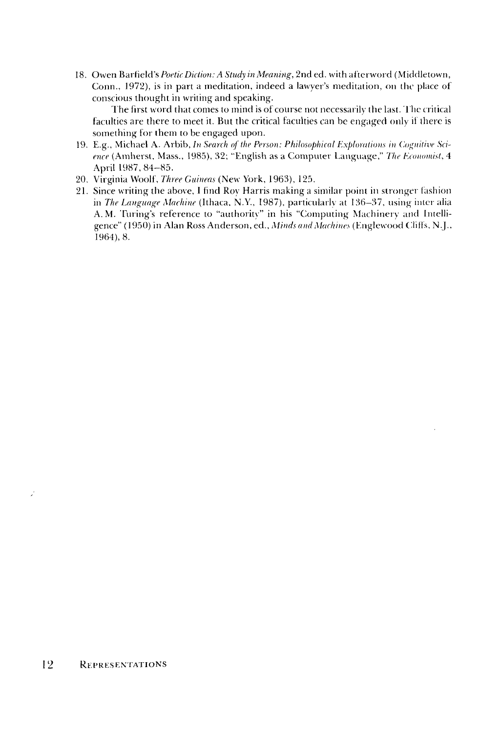18. Owen Barfield's *Poetic Diction: A Study in Meaning*, 2nd ed. with afterword (Middletown, Conn., 1972), is in part a meditation, indeed a lawyer's meditation, on the place of conscious thought in writing and speaking.

    The first word that comes to mind is of course not necessarily the last. The critical faculties are there to meet it. But the critical faculties can be engaged only if there is something for them to be engaged upon.

19. E.g., Michael A. Arbib, *In Search of the Person: Philosophical Explorations in Cognitive Science* (Amherst, Mass., 1985), 32; "English as a Computer Language," *The Economist*, 4 April 1987, 84–85.
20. Virginia Woolf, *Three Guineas* (New York, 1963), 125.
21. Since writing the above, I find Roy Harris making a similar point in stronger fashion in *The Language Machine* (Ithaca, N.Y., 1987), particularly at 136–37, using inter alia A. M. Turing's reference to "authority" in his "Computing Machinery and Intelligence" (1950) in Alan Ross Anderson, ed., *Minds and Machines* (Englewood Cliffs, N.J., 1964), 8.